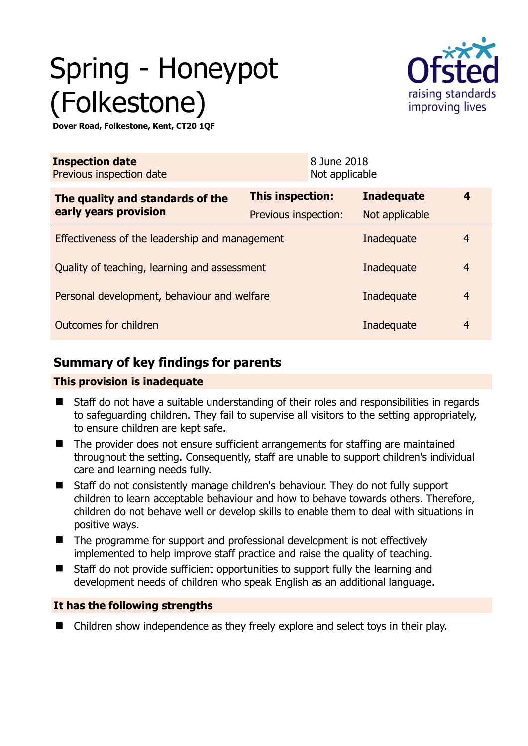# Spring - Honeypot (Folkestone)

**Dover Road, Folkestone, Kent, CT20 1QF**

| **Inspection date** | 8 June 2018 |
|---|---|
| Previous inspection date | Not applicable |

| **The quality and standards of the early years provision** | **This inspection:** | **Inadequate** | **4** |
|---|---|---|---|
| | Previous inspection: | Not applicable | |
| Effectiveness of the leadership and management | | Inadequate | 4 |
| Quality of teaching, learning and assessment | | Inadequate | 4 |
| Personal development, behaviour and welfare | | Inadequate | 4 |
| Outcomes for children | | Inadequate | 4 |

## Summary of key findings for parents

**This provision is inadequate**

- Staff do not have a suitable understanding of their roles and responsibilities in regards to safeguarding children. They fail to supervise all visitors to the setting appropriately, to ensure children are kept safe.
- The provider does not ensure sufficient arrangements for staffing are maintained throughout the setting. Consequently, staff are unable to support children's individual care and learning needs fully.
- Staff do not consistently manage children's behaviour. They do not fully support children to learn acceptable behaviour and how to behave towards others. Therefore, children do not behave well or develop skills to enable them to deal with situations in positive ways.
- The programme for support and professional development is not effectively implemented to help improve staff practice and raise the quality of teaching.
- Staff do not provide sufficient opportunities to support fully the learning and development needs of children who speak English as an additional language.

**It has the following strengths**

- Children show independence as they freely explore and select toys in their play.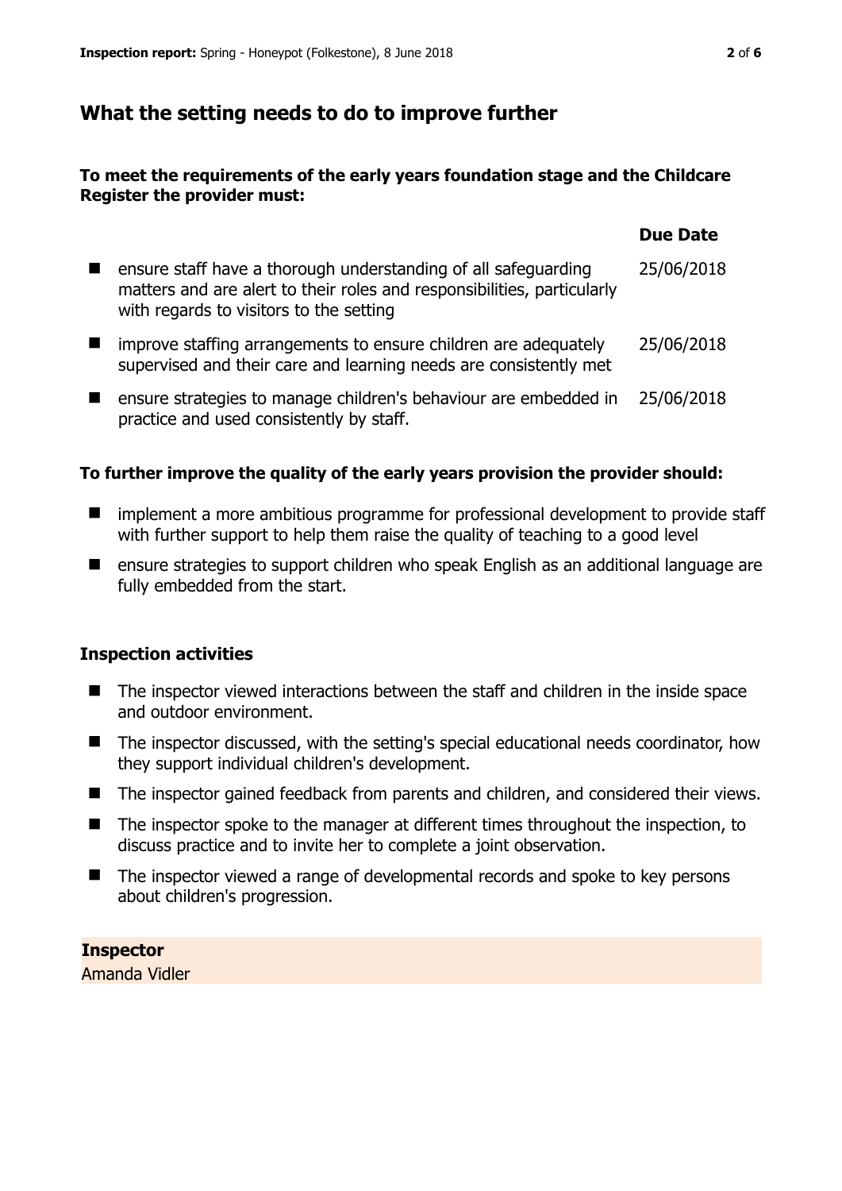## What the setting needs to do to improve further

**To meet the requirements of the early years foundation stage and the Childcare Register the provider must:**

| | Due Date |
|---|---|
| ensure staff have a thorough understanding of all safeguarding matters and are alert to their roles and responsibilities, particularly with regards to visitors to the setting | 25/06/2018 |
| improve staffing arrangements to ensure children are adequately supervised and their care and learning needs are consistently met | 25/06/2018 |
| ensure strategies to manage children's behaviour are embedded in practice and used consistently by staff. | 25/06/2018 |

**To further improve the quality of the early years provision the provider should:**

- implement a more ambitious programme for professional development to provide staff with further support to help them raise the quality of teaching to a good level
- ensure strategies to support children who speak English as an additional language are fully embedded from the start.

### Inspection activities

- The inspector viewed interactions between the staff and children in the inside space and outdoor environment.
- The inspector discussed, with the setting's special educational needs coordinator, how they support individual children's development.
- The inspector gained feedback from parents and children, and considered their views.
- The inspector spoke to the manager at different times throughout the inspection, to discuss practice and to invite her to complete a joint observation.
- The inspector viewed a range of developmental records and spoke to key persons about children's progression.

**Inspector**
Amanda Vidler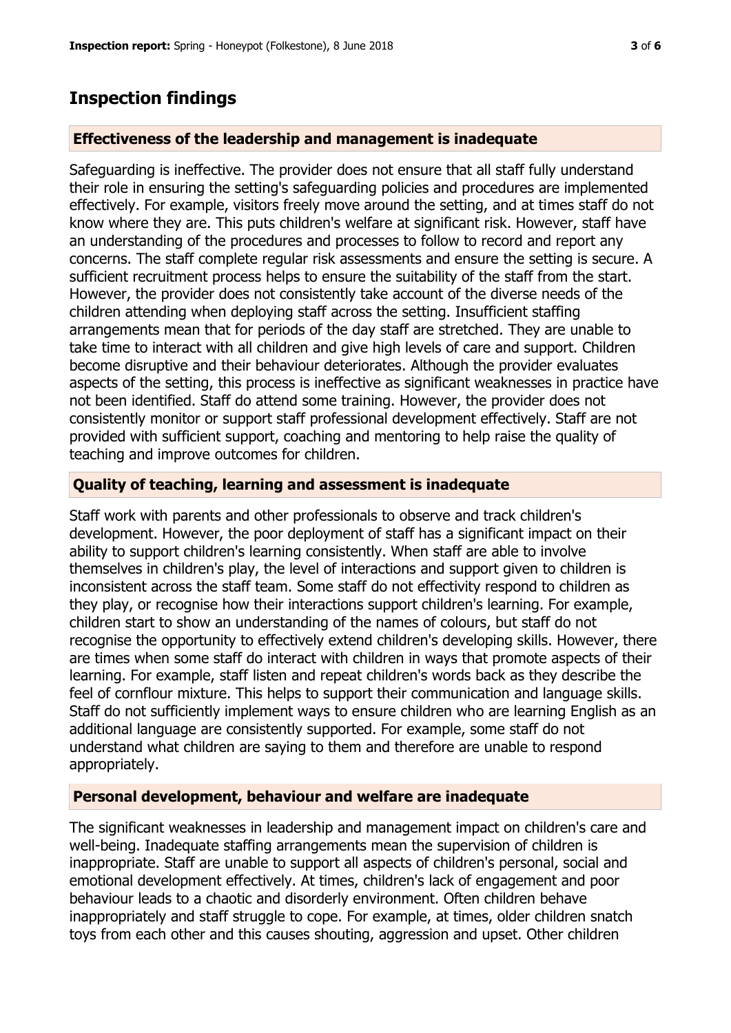## Inspection findings

### Effectiveness of the leadership and management is inadequate

Safeguarding is ineffective. The provider does not ensure that all staff fully understand their role in ensuring the setting's safeguarding policies and procedures are implemented effectively. For example, visitors freely move around the setting, and at times staff do not know where they are. This puts children's welfare at significant risk. However, staff have an understanding of the procedures and processes to follow to record and report any concerns. The staff complete regular risk assessments and ensure the setting is secure. A sufficient recruitment process helps to ensure the suitability of the staff from the start. However, the provider does not consistently take account of the diverse needs of the children attending when deploying staff across the setting. Insufficient staffing arrangements mean that for periods of the day staff are stretched. They are unable to take time to interact with all children and give high levels of care and support. Children become disruptive and their behaviour deteriorates. Although the provider evaluates aspects of the setting, this process is ineffective as significant weaknesses in practice have not been identified. Staff do attend some training. However, the provider does not consistently monitor or support staff professional development effectively. Staff are not provided with sufficient support, coaching and mentoring to help raise the quality of teaching and improve outcomes for children.

### Quality of teaching, learning and assessment is inadequate

Staff work with parents and other professionals to observe and track children's development. However, the poor deployment of staff has a significant impact on their ability to support children's learning consistently. When staff are able to involve themselves in children's play, the level of interactions and support given to children is inconsistent across the staff team. Some staff do not effectivity respond to children as they play, or recognise how their interactions support children's learning. For example, children start to show an understanding of the names of colours, but staff do not recognise the opportunity to effectively extend children's developing skills. However, there are times when some staff do interact with children in ways that promote aspects of their learning. For example, staff listen and repeat children's words back as they describe the feel of cornflour mixture. This helps to support their communication and language skills. Staff do not sufficiently implement ways to ensure children who are learning English as an additional language are consistently supported. For example, some staff do not understand what children are saying to them and therefore are unable to respond appropriately.

### Personal development, behaviour and welfare are inadequate

The significant weaknesses in leadership and management impact on children's care and well-being. Inadequate staffing arrangements mean the supervision of children is inappropriate. Staff are unable to support all aspects of children's personal, social and emotional development effectively. At times, children's lack of engagement and poor behaviour leads to a chaotic and disorderly environment. Often children behave inappropriately and staff struggle to cope. For example, at times, older children snatch toys from each other and this causes shouting, aggression and upset. Other children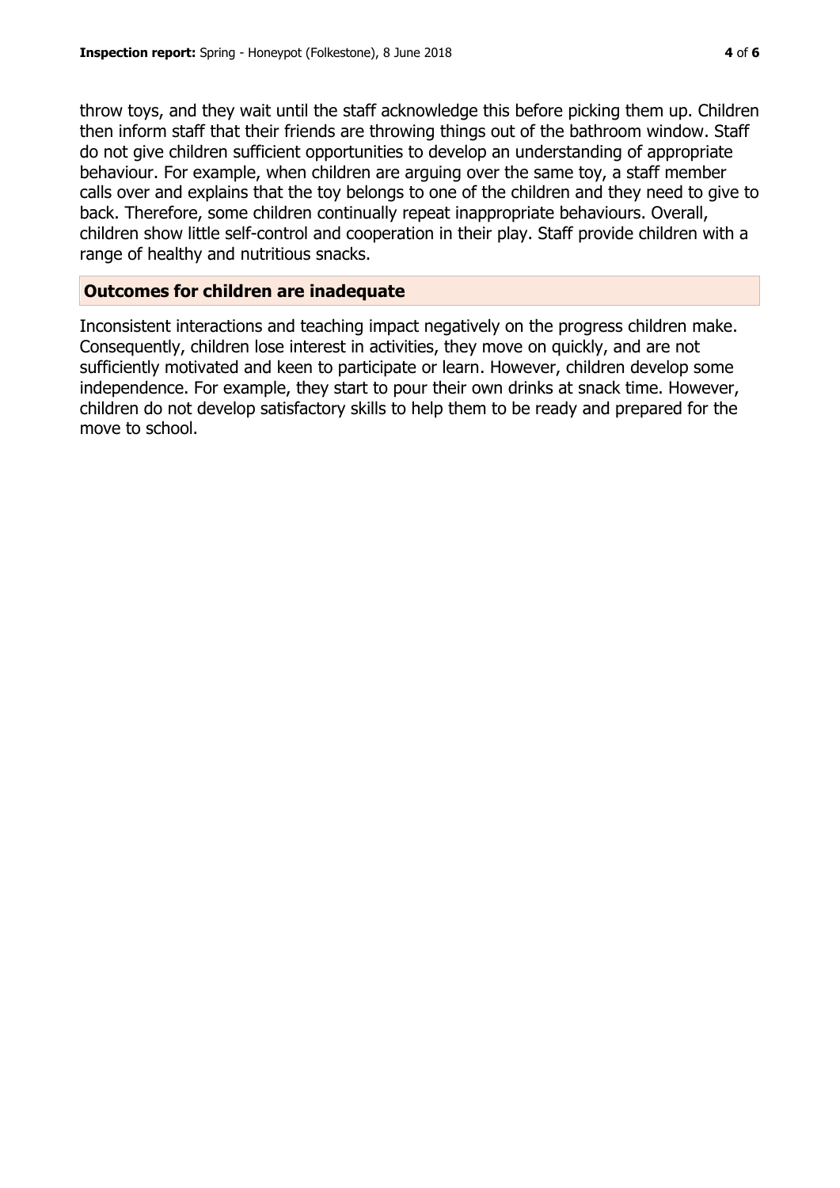throw toys, and they wait until the staff acknowledge this before picking them up. Children then inform staff that their friends are throwing things out of the bathroom window. Staff do not give children sufficient opportunities to develop an understanding of appropriate behaviour. For example, when children are arguing over the same toy, a staff member calls over and explains that the toy belongs to one of the children and they need to give to back. Therefore, some children continually repeat inappropriate behaviours. Overall, children show little self-control and cooperation in their play. Staff provide children with a range of healthy and nutritious snacks.

## Outcomes for children are inadequate

Inconsistent interactions and teaching impact negatively on the progress children make. Consequently, children lose interest in activities, they move on quickly, and are not sufficiently motivated and keen to participate or learn. However, children develop some independence. For example, they start to pour their own drinks at snack time. However, children do not develop satisfactory skills to help them to be ready and prepared for the move to school.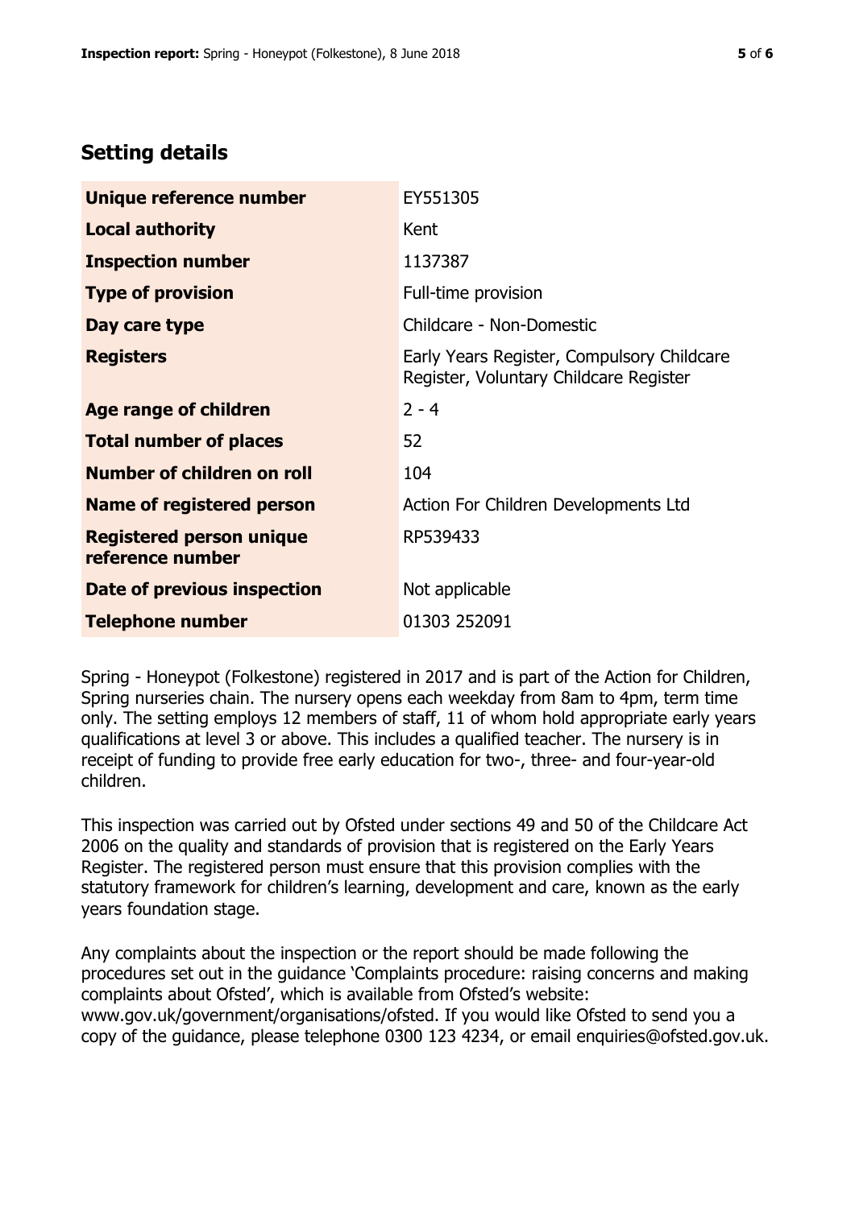## Setting details

| | |
|---|---|
| **Unique reference number** | EY551305 |
| **Local authority** | Kent |
| **Inspection number** | 1137387 |
| **Type of provision** | Full-time provision |
| **Day care type** | Childcare - Non-Domestic |
| **Registers** | Early Years Register, Compulsory Childcare Register, Voluntary Childcare Register |
| **Age range of children** | 2 - 4 |
| **Total number of places** | 52 |
| **Number of children on roll** | 104 |
| **Name of registered person** | Action For Children Developments Ltd |
| **Registered person unique reference number** | RP539433 |
| **Date of previous inspection** | Not applicable |
| **Telephone number** | 01303 252091 |

Spring - Honeypot (Folkestone) registered in 2017 and is part of the Action for Children, Spring nurseries chain. The nursery opens each weekday from 8am to 4pm, term time only. The setting employs 12 members of staff, 11 of whom hold appropriate early years qualifications at level 3 or above. This includes a qualified teacher. The nursery is in receipt of funding to provide free early education for two-, three- and four-year-old children.

This inspection was carried out by Ofsted under sections 49 and 50 of the Childcare Act 2006 on the quality and standards of provision that is registered on the Early Years Register. The registered person must ensure that this provision complies with the statutory framework for children's learning, development and care, known as the early years foundation stage.

Any complaints about the inspection or the report should be made following the procedures set out in the guidance 'Complaints procedure: raising concerns and making complaints about Ofsted', which is available from Ofsted's website: www.gov.uk/government/organisations/ofsted. If you would like Ofsted to send you a copy of the guidance, please telephone 0300 123 4234, or email enquiries@ofsted.gov.uk.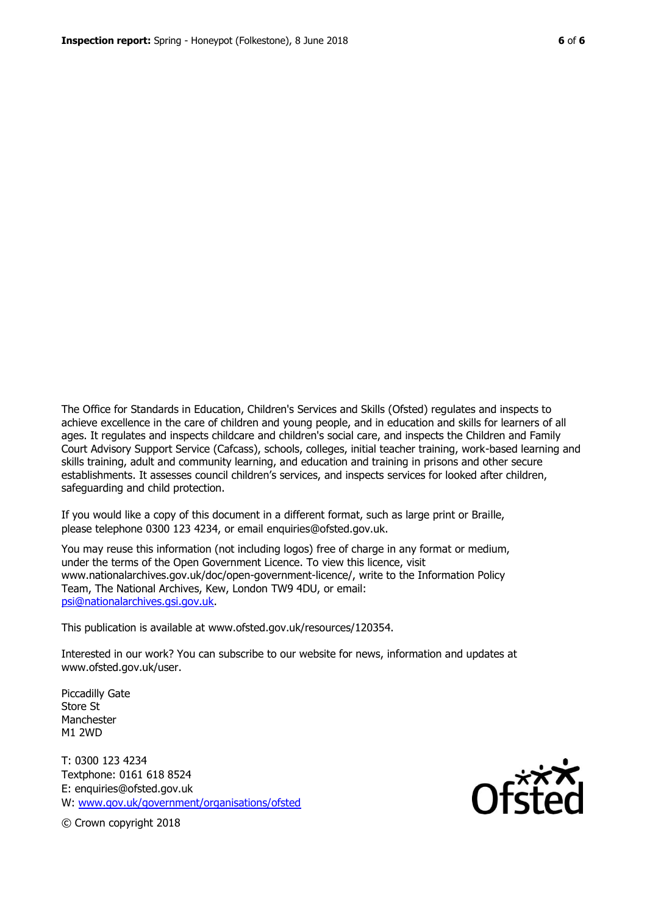The Office for Standards in Education, Children's Services and Skills (Ofsted) regulates and inspects to achieve excellence in the care of children and young people, and in education and skills for learners of all ages. It regulates and inspects childcare and children's social care, and inspects the Children and Family Court Advisory Support Service (Cafcass), schools, colleges, initial teacher training, work-based learning and skills training, adult and community learning, and education and training in prisons and other secure establishments. It assesses council children's services, and inspects services for looked after children, safeguarding and child protection.

If you would like a copy of this document in a different format, such as large print or Braille, please telephone 0300 123 4234, or email enquiries@ofsted.gov.uk.

You may reuse this information (not including logos) free of charge in any format or medium, under the terms of the Open Government Licence. To view this licence, visit www.nationalarchives.gov.uk/doc/open-government-licence/, write to the Information Policy Team, The National Archives, Kew, London TW9 4DU, or email: psi@nationalarchives.gsi.gov.uk.

This publication is available at www.ofsted.gov.uk/resources/120354.

Interested in our work? You can subscribe to our website for news, information and updates at www.ofsted.gov.uk/user.

Piccadilly Gate
Store St
Manchester
M1 2WD

T: 0300 123 4234
Textphone: 0161 618 8524
E: enquiries@ofsted.gov.uk
W: www.gov.uk/government/organisations/ofsted

© Crown copyright 2018